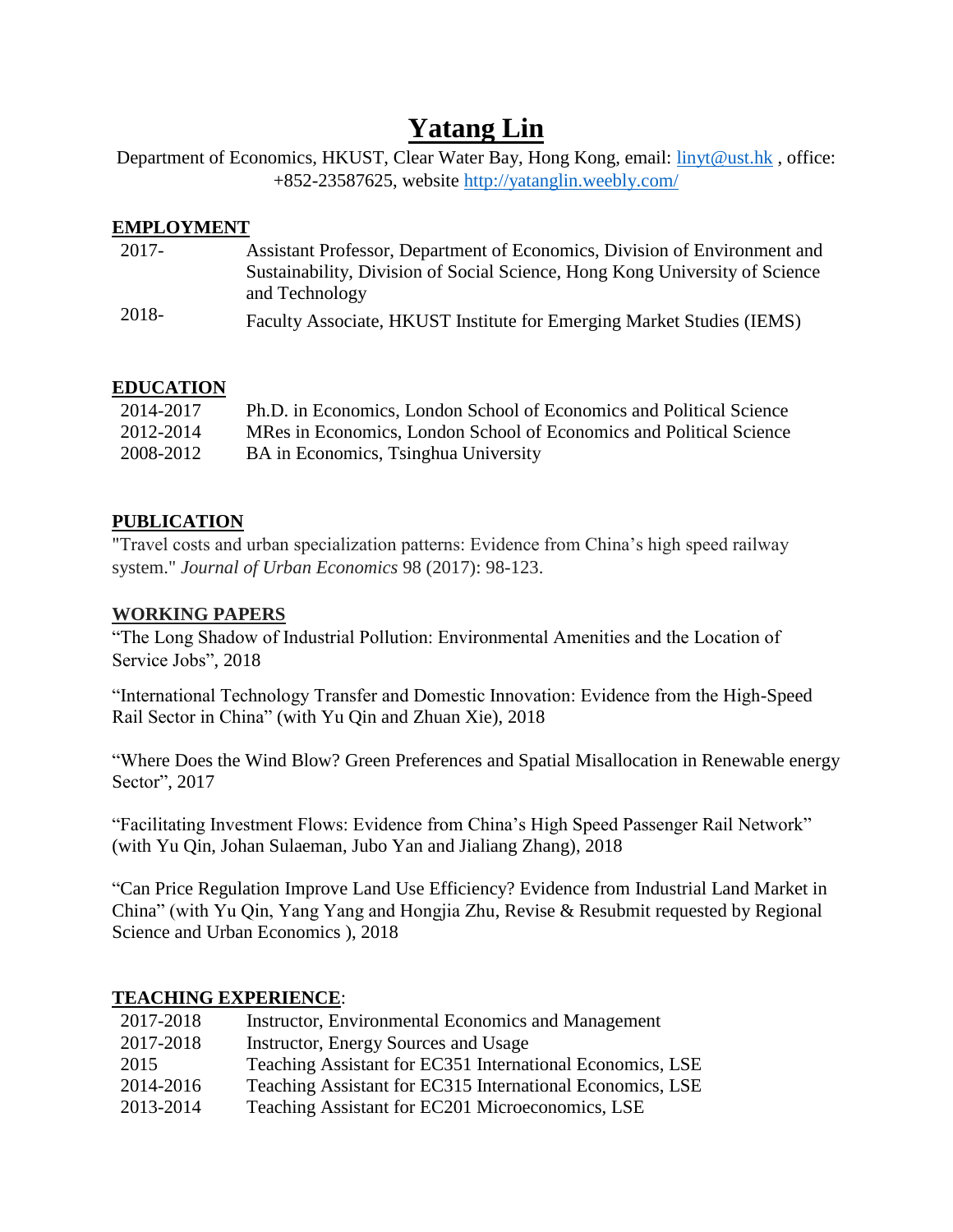# Yatang Lin

Department of Economics, HKUST, Clear Water Bay, Hong Kong, email: [linyt@ust.hk](mailto:linyt@ust.hk) , office: +852-23587625, website [http://yatanglin.weebly.com/](http://yatanglin.weebly.com/)

## EMPLOYMENT

| | |
|---|---|
| 2017- | Assistant Professor, Department of Economics, Division of Environment and Sustainability, Division of Social Science, Hong Kong University of Science and Technology |
| 2018- | Faculty Associate, HKUST Institute for Emerging Market Studies (IEMS) |

## EDUCATION

| | |
|---|---|
| 2014-2017 | Ph.D. in Economics, London School of Economics and Political Science |
| 2012-2014 | MRes in Economics, London School of Economics and Political Science |
| 2008-2012 | BA in Economics, Tsinghua University |

## PUBLICATION

"Travel costs and urban specialization patterns: Evidence from China's high speed railway system." *Journal of Urban Economics* 98 (2017): 98-123.

## WORKING PAPERS

"The Long Shadow of Industrial Pollution: Environmental Amenities and the Location of Service Jobs", 2018

"International Technology Transfer and Domestic Innovation: Evidence from the High-Speed Rail Sector in China" (with Yu Qin and Zhuan Xie), 2018

"Where Does the Wind Blow? Green Preferences and Spatial Misallocation in Renewable energy Sector", 2017

"Facilitating Investment Flows: Evidence from China's High Speed Passenger Rail Network" (with Yu Qin, Johan Sulaeman, Jubo Yan and Jialiang Zhang), 2018

"Can Price Regulation Improve Land Use Efficiency? Evidence from Industrial Land Market in China" (with Yu Qin, Yang Yang and Hongjia Zhu, Revise & Resubmit requested by Regional Science and Urban Economics ), 2018

## TEACHING EXPERIENCE:

| | |
|---|---|
| 2017-2018 | Instructor, Environmental Economics and Management |
| 2017-2018 | Instructor, Energy Sources and Usage |
| 2015 | Teaching Assistant for EC351 International Economics, LSE |
| 2014-2016 | Teaching Assistant for EC315 International Economics, LSE |
| 2013-2014 | Teaching Assistant for EC201 Microeconomics, LSE |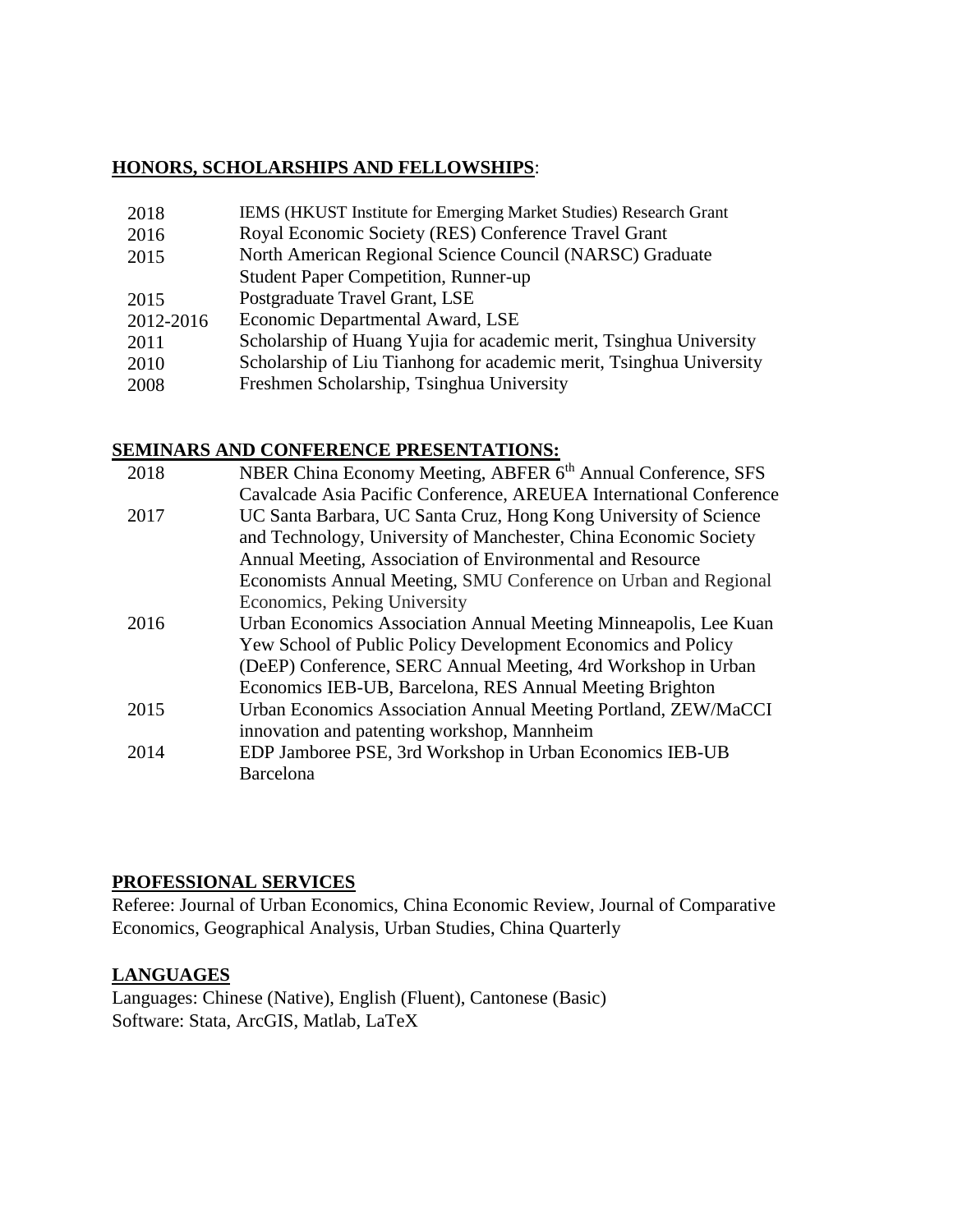## HONORS, SCHOLARSHIPS AND FELLOWSHIPS:

| | |
|---|---|
| 2018 | IEMS (HKUST Institute for Emerging Market Studies) Research Grant |
| 2016 | Royal Economic Society (RES) Conference Travel Grant |
| 2015 | North American Regional Science Council (NARSC) Graduate Student Paper Competition, Runner-up |
| 2015 | Postgraduate Travel Grant, LSE |
| 2012-2016 | Economic Departmental Award, LSE |
| 2011 | Scholarship of Huang Yujia for academic merit, Tsinghua University |
| 2010 | Scholarship of Liu Tianhong for academic merit, Tsinghua University |
| 2008 | Freshmen Scholarship, Tsinghua University |

## SEMINARS AND CONFERENCE PRESENTATIONS:

| | |
|---|---|
| 2018 | NBER China Economy Meeting, ABFER 6th Annual Conference, SFS Cavalcade Asia Pacific Conference, AREUEA International Conference |
| 2017 | UC Santa Barbara, UC Santa Cruz, Hong Kong University of Science and Technology, University of Manchester, China Economic Society Annual Meeting, Association of Environmental and Resource Economists Annual Meeting, SMU Conference on Urban and Regional Economics, Peking University |
| 2016 | Urban Economics Association Annual Meeting Minneapolis, Lee Kuan Yew School of Public Policy Development Economics and Policy (DeEP) Conference, SERC Annual Meeting, 4rd Workshop in Urban Economics IEB-UB, Barcelona, RES Annual Meeting Brighton |
| 2015 | Urban Economics Association Annual Meeting Portland, ZEW/MaCCI innovation and patenting workshop, Mannheim |
| 2014 | EDP Jamboree PSE, 3rd Workshop in Urban Economics IEB-UB Barcelona |

## PROFESSIONAL SERVICES

Referee: Journal of Urban Economics, China Economic Review, Journal of Comparative Economics, Geographical Analysis, Urban Studies, China Quarterly

## LANGUAGES

Languages: Chinese (Native), English (Fluent), Cantonese (Basic)
Software: Stata, ArcGIS, Matlab, LaTeX